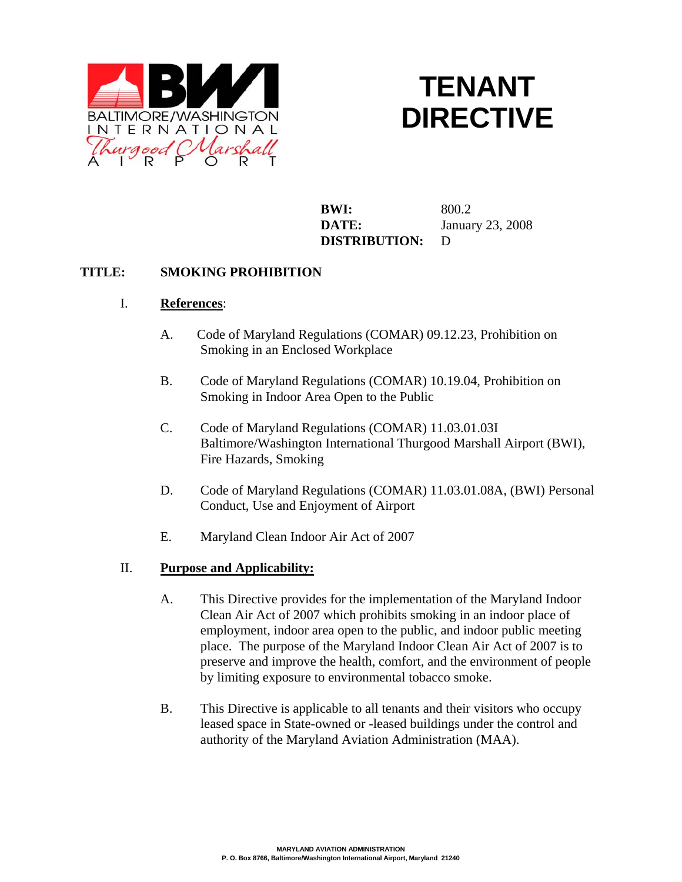BALTIMORE/WASHINGTON INTERNATIONAL Thurgood Marshall AIRPORT

# TENANT DIRECTIVE

**BWI:** 800.2
**DATE:** January 23, 2008
**DISTRIBUTION:** D

**TITLE: SMOKING PROHIBITION**

I. **References**:

A. Code of Maryland Regulations (COMAR) 09.12.23, Prohibition on Smoking in an Enclosed Workplace

B. Code of Maryland Regulations (COMAR) 10.19.04, Prohibition on Smoking in Indoor Area Open to the Public

C. Code of Maryland Regulations (COMAR) 11.03.01.03I Baltimore/Washington International Thurgood Marshall Airport (BWI), Fire Hazards, Smoking

D. Code of Maryland Regulations (COMAR) 11.03.01.08A, (BWI) Personal Conduct, Use and Enjoyment of Airport

E. Maryland Clean Indoor Air Act of 2007

II. **Purpose and Applicability:**

A. This Directive provides for the implementation of the Maryland Indoor Clean Air Act of 2007 which prohibits smoking in an indoor place of employment, indoor area open to the public, and indoor public meeting place. The purpose of the Maryland Indoor Clean Air Act of 2007 is to preserve and improve the health, comfort, and the environment of people by limiting exposure to environmental tobacco smoke.

B. This Directive is applicable to all tenants and their visitors who occupy leased space in State-owned or -leased buildings under the control and authority of the Maryland Aviation Administration (MAA).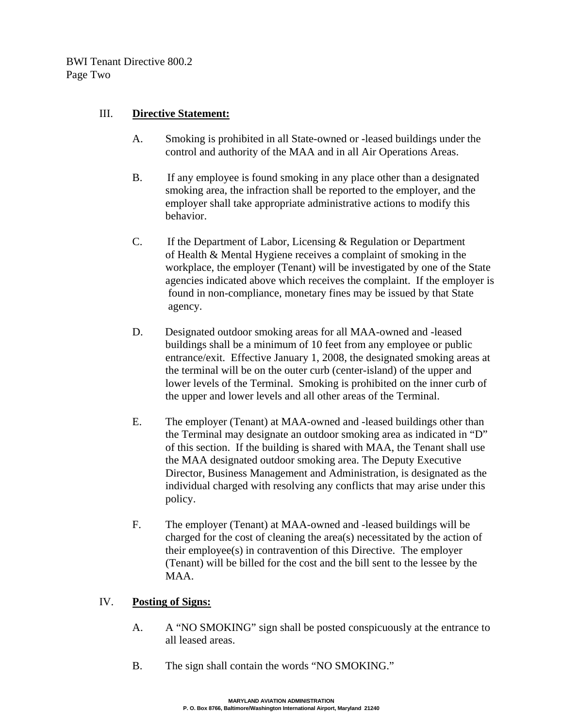## III. **Directive Statement:**

A. Smoking is prohibited in all State-owned or -leased buildings under the control and authority of the MAA and in all Air Operations Areas.

B. If any employee is found smoking in any place other than a designated smoking area, the infraction shall be reported to the employer, and the employer shall take appropriate administrative actions to modify this behavior.

C. If the Department of Labor, Licensing & Regulation or Department of Health & Mental Hygiene receives a complaint of smoking in the workplace, the employer (Tenant) will be investigated by one of the State agencies indicated above which receives the complaint. If the employer is found in non-compliance, monetary fines may be issued by that State agency.

D. Designated outdoor smoking areas for all MAA-owned and -leased buildings shall be a minimum of 10 feet from any employee or public entrance/exit. Effective January 1, 2008, the designated smoking areas at the terminal will be on the outer curb (center-island) of the upper and lower levels of the Terminal. Smoking is prohibited on the inner curb of the upper and lower levels and all other areas of the Terminal.

E. The employer (Tenant) at MAA-owned and -leased buildings other than the Terminal may designate an outdoor smoking area as indicated in "D" of this section. If the building is shared with MAA, the Tenant shall use the MAA designated outdoor smoking area. The Deputy Executive Director, Business Management and Administration, is designated as the individual charged with resolving any conflicts that may arise under this policy.

F. The employer (Tenant) at MAA-owned and -leased buildings will be charged for the cost of cleaning the area(s) necessitated by the action of their employee(s) in contravention of this Directive. The employer (Tenant) will be billed for the cost and the bill sent to the lessee by the MAA.

## IV. **Posting of Signs:**

A. A "NO SMOKING" sign shall be posted conspicuously at the entrance to all leased areas.

B. The sign shall contain the words "NO SMOKING."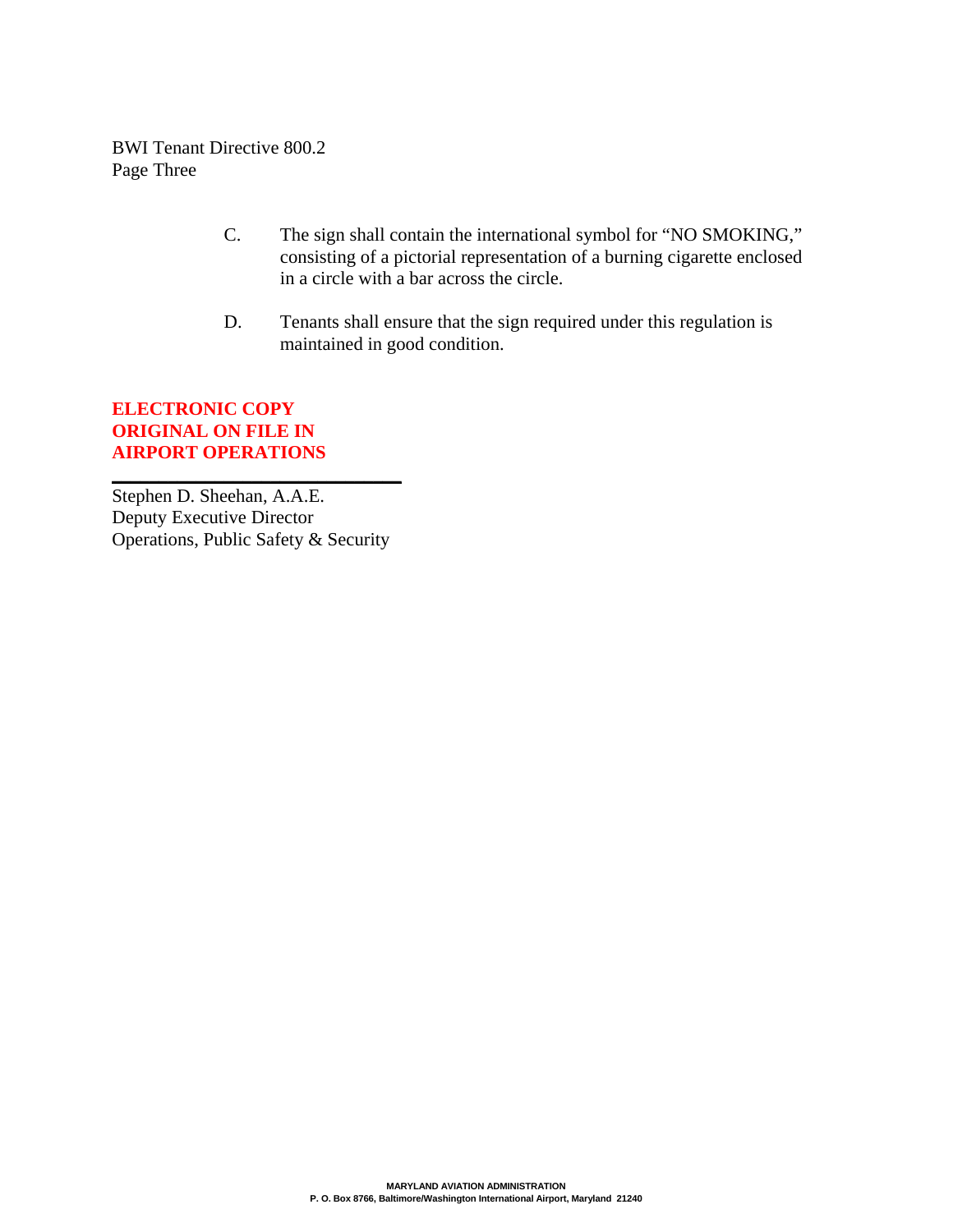C. The sign shall contain the international symbol for "NO SMOKING," consisting of a pictorial representation of a burning cigarette enclosed in a circle with a bar across the circle.

D. Tenants shall ensure that the sign required under this regulation is maintained in good condition.

**ELECTRONIC COPY**
**ORIGINAL ON FILE IN**
**AIRPORT OPERATIONS**

---

Stephen D. Sheehan, A.A.E.
Deputy Executive Director
Operations, Public Safety & Security